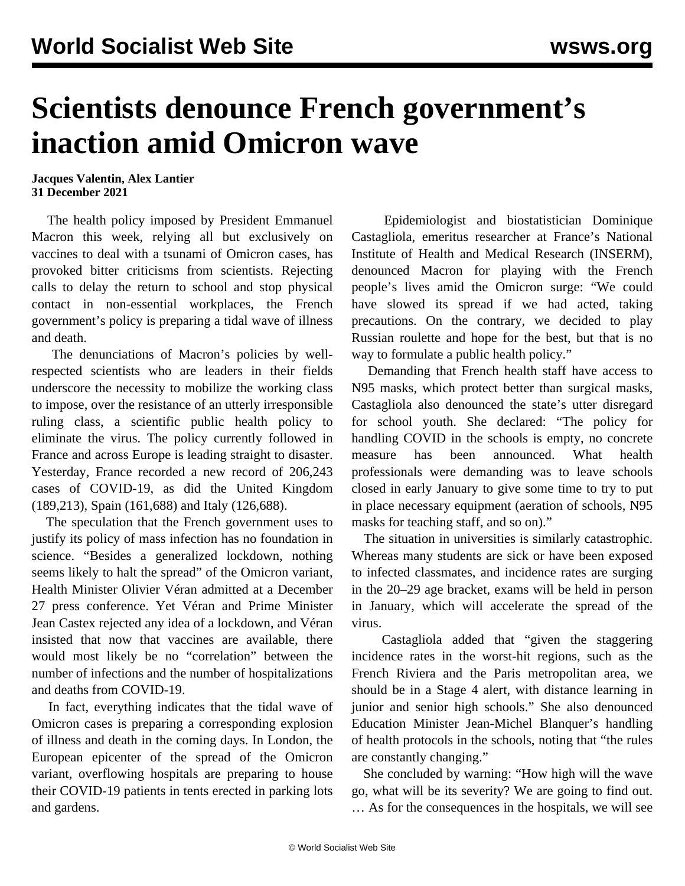# Scientists denounce French government's inaction amid Omicron wave

**Jacques Valentin, Alex Lantier**
**31 December 2021**

The health policy imposed by President Emmanuel Macron this week, relying all but exclusively on vaccines to deal with a tsunami of Omicron cases, has provoked bitter criticisms from scientists. Rejecting calls to delay the return to school and stop physical contact in non-essential workplaces, the French government's policy is preparing a tidal wave of illness and death.

The denunciations of Macron's policies by well-respected scientists who are leaders in their fields underscore the necessity to mobilize the working class to impose, over the resistance of an utterly irresponsible ruling class, a scientific public health policy to eliminate the virus. The policy currently followed in France and across Europe is leading straight to disaster. Yesterday, France recorded a new record of 206,243 cases of COVID-19, as did the United Kingdom (189,213), Spain (161,688) and Italy (126,688).

The speculation that the French government uses to justify its policy of mass infection has no foundation in science. "Besides a generalized lockdown, nothing seems likely to halt the spread" of the Omicron variant, Health Minister Olivier Véran admitted at a December 27 press conference. Yet Véran and Prime Minister Jean Castex rejected any idea of a lockdown, and Véran insisted that now that vaccines are available, there would most likely be no "correlation" between the number of infections and the number of hospitalizations and deaths from COVID-19.

In fact, everything indicates that the tidal wave of Omicron cases is preparing a corresponding explosion of illness and death in the coming days. In London, the European epicenter of the spread of the Omicron variant, overflowing hospitals are preparing to house their COVID-19 patients in tents erected in parking lots and gardens.

Epidemiologist and biostatistician Dominique Castagliola, emeritus researcher at France's National Institute of Health and Medical Research (INSERM), denounced Macron for playing with the French people's lives amid the Omicron surge: "We could have slowed its spread if we had acted, taking precautions. On the contrary, we decided to play Russian roulette and hope for the best, but that is no way to formulate a public health policy."

Demanding that French health staff have access to N95 masks, which protect better than surgical masks, Castagliola also denounced the state's utter disregard for school youth. She declared: "The policy for handling COVID in the schools is empty, no concrete measure has been announced. What health professionals were demanding was to leave schools closed in early January to give some time to try to put in place necessary equipment (aeration of schools, N95 masks for teaching staff, and so on)."

The situation in universities is similarly catastrophic. Whereas many students are sick or have been exposed to infected classmates, and incidence rates are surging in the 20–29 age bracket, exams will be held in person in January, which will accelerate the spread of the virus.

Castagliola added that "given the staggering incidence rates in the worst-hit regions, such as the French Riviera and the Paris metropolitan area, we should be in a Stage 4 alert, with distance learning in junior and senior high schools." She also denounced Education Minister Jean-Michel Blanquer's handling of health protocols in the schools, noting that "the rules are constantly changing."

She concluded by warning: "How high will the wave go, what will be its severity? We are going to find out. … As for the consequences in the hospitals, we will see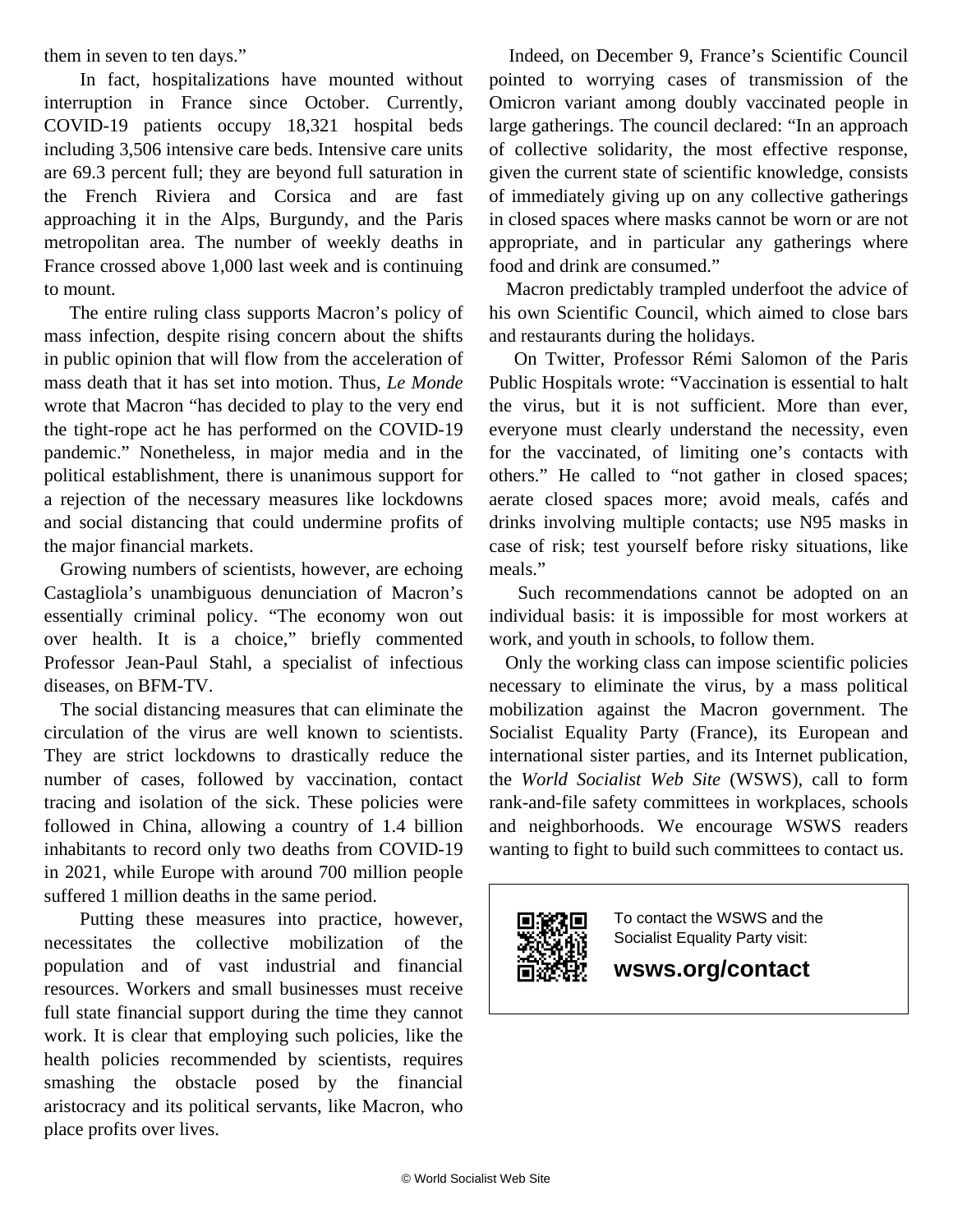them in seven to ten days."

In fact, hospitalizations have mounted without interruption in France since October. Currently, COVID-19 patients occupy 18,321 hospital beds including 3,506 intensive care beds. Intensive care units are 69.3 percent full; they are beyond full saturation in the French Riviera and Corsica and are fast approaching it in the Alps, Burgundy, and the Paris metropolitan area. The number of weekly deaths in France crossed above 1,000 last week and is continuing to mount.

The entire ruling class supports Macron's policy of mass infection, despite rising concern about the shifts in public opinion that will flow from the acceleration of mass death that it has set into motion. Thus, *Le Monde* wrote that Macron "has decided to play to the very end the tight-rope act he has performed on the COVID-19 pandemic." Nonetheless, in major media and in the political establishment, there is unanimous support for a rejection of the necessary measures like lockdowns and social distancing that could undermine profits of the major financial markets.

Growing numbers of scientists, however, are echoing Castagliola's unambiguous denunciation of Macron's essentially criminal policy. "The economy won out over health. It is a choice," briefly commented Professor Jean-Paul Stahl, a specialist of infectious diseases, on BFM-TV.

The social distancing measures that can eliminate the circulation of the virus are well known to scientists. They are strict lockdowns to drastically reduce the number of cases, followed by vaccination, contact tracing and isolation of the sick. These policies were followed in China, allowing a country of 1.4 billion inhabitants to record only two deaths from COVID-19 in 2021, while Europe with around 700 million people suffered 1 million deaths in the same period.

Putting these measures into practice, however, necessitates the collective mobilization of the population and of vast industrial and financial resources. Workers and small businesses must receive full state financial support during the time they cannot work. It is clear that employing such policies, like the health policies recommended by scientists, requires smashing the obstacle posed by the financial aristocracy and its political servants, like Macron, who place profits over lives.

Indeed, on December 9, France's Scientific Council pointed to worrying cases of transmission of the Omicron variant among doubly vaccinated people in large gatherings. The council declared: "In an approach of collective solidarity, the most effective response, given the current state of scientific knowledge, consists of immediately giving up on any collective gatherings in closed spaces where masks cannot be worn or are not appropriate, and in particular any gatherings where food and drink are consumed."

Macron predictably trampled underfoot the advice of his own Scientific Council, which aimed to close bars and restaurants during the holidays.

On Twitter, Professor Rémi Salomon of the Paris Public Hospitals wrote: "Vaccination is essential to halt the virus, but it is not sufficient. More than ever, everyone must clearly understand the necessity, even for the vaccinated, of limiting one's contacts with others." He called to "not gather in closed spaces; aerate closed spaces more; avoid meals, cafés and drinks involving multiple contacts; use N95 masks in case of risk; test yourself before risky situations, like meals."

Such recommendations cannot be adopted on an individual basis: it is impossible for most workers at work, and youth in schools, to follow them.

Only the working class can impose scientific policies necessary to eliminate the virus, by a mass political mobilization against the Macron government. The Socialist Equality Party (France), its European and international sister parties, and its Internet publication, the *World Socialist Web Site* (WSWS), call to form rank-and-file safety committees in workplaces, schools and neighborhoods. We encourage WSWS readers wanting to fight to build such committees to contact us.

To contact the WSWS and the Socialist Equality Party visit:

**wsws.org/contact**